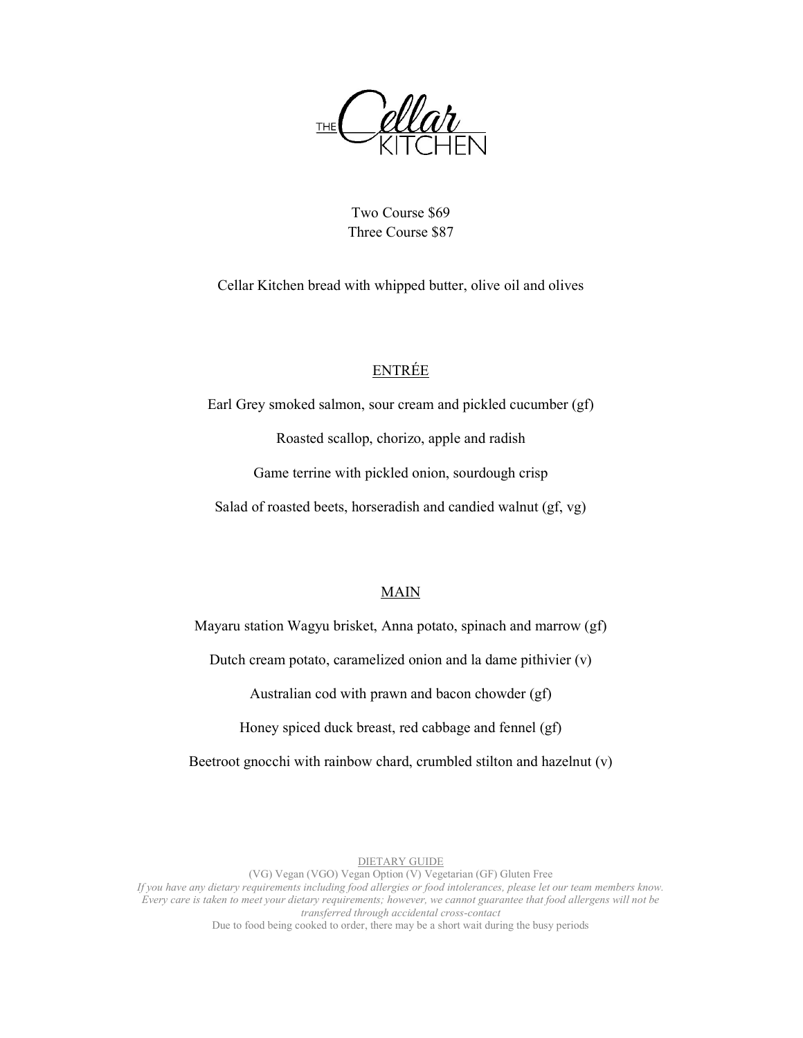# THE Cellar KITCHEN

Two Course $69
Three Course $87

Cellar Kitchen bread with whipped butter, olive oil and olives

## ENTRÉE

Earl Grey smoked salmon, sour cream and pickled cucumber (gf)

Roasted scallop, chorizo, apple and radish

Game terrine with pickled onion, sourdough crisp

Salad of roasted beets, horseradish and candied walnut (gf, vg)

## MAIN

Mayaru station Wagyu brisket, Anna potato, spinach and marrow (gf)

Dutch cream potato, caramelized onion and la dame pithivier (v)

Australian cod with prawn and bacon chowder (gf)

Honey spiced duck breast, red cabbage and fennel (gf)

Beetroot gnocchi with rainbow chard, crumbled stilton and hazelnut (v)

DIETARY GUIDE

(VG) Vegan (VGO) Vegan Option (V) Vegetarian (GF) Gluten Free

*If you have any dietary requirements including food allergies or food intolerances, please let our team members know. Every care is taken to meet your dietary requirements; however, we cannot guarantee that food allergens will not be transferred through accidental cross-contact*

Due to food being cooked to order, there may be a short wait during the busy periods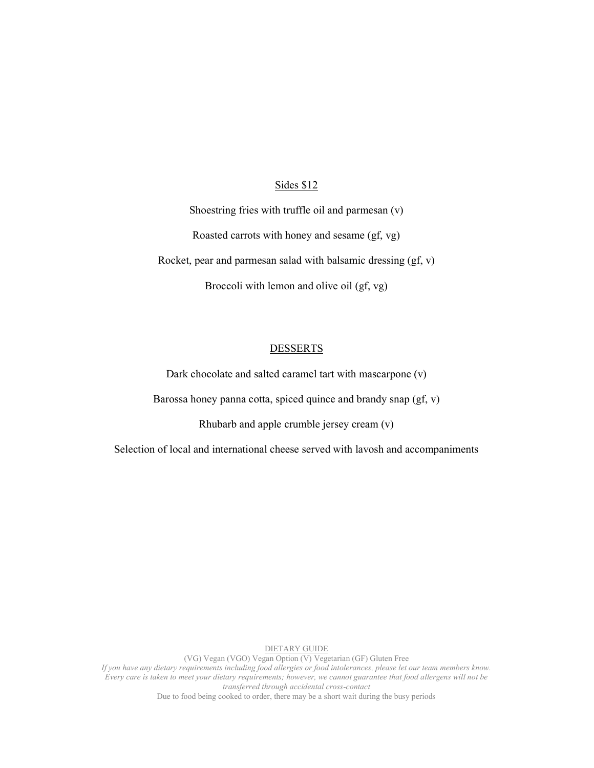## Sides $12

Shoestring fries with truffle oil and parmesan (v)

Roasted carrots with honey and sesame (gf, vg)

Rocket, pear and parmesan salad with balsamic dressing (gf, v)

Broccoli with lemon and olive oil (gf, vg)

## DESSERTS

Dark chocolate and salted caramel tart with mascarpone (v)

Barossa honey panna cotta, spiced quince and brandy snap (gf, v)

Rhubarb and apple crumble jersey cream (v)

Selection of local and international cheese served with lavosh and accompaniments

DIETARY GUIDE

(VG) Vegan (VGO) Vegan Option (V) Vegetarian (GF) Gluten Free

*If you have any dietary requirements including food allergies or food intolerances, please let our team members know. Every care is taken to meet your dietary requirements; however, we cannot guarantee that food allergens will not be transferred through accidental cross-contact*

Due to food being cooked to order, there may be a short wait during the busy periods